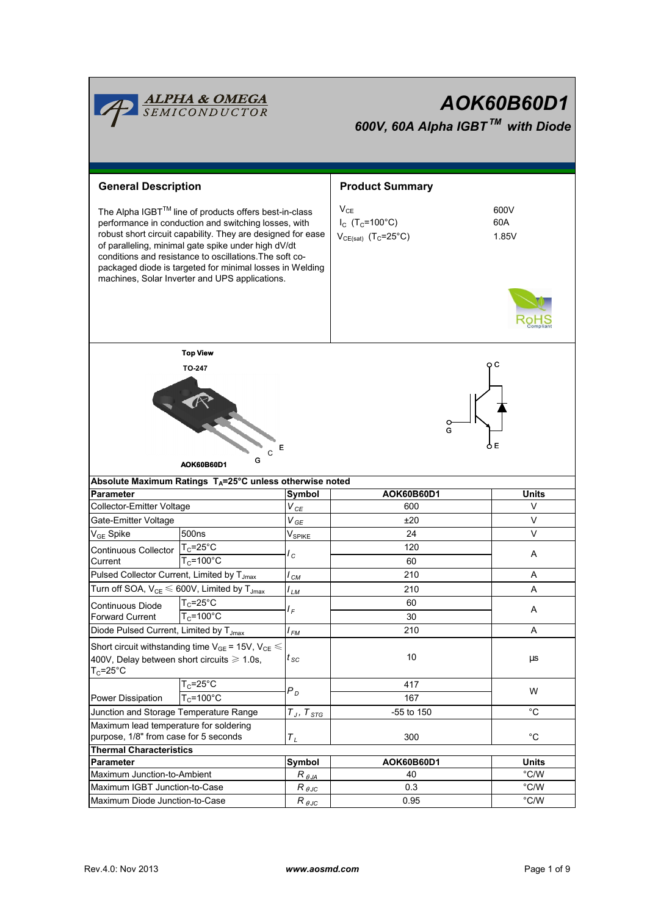# AOK60B60D1

***600V, 60A Alpha IGBT™ with Diode***

## General Description

The Alpha IGBT™ line of products offers best-in-class performance in conduction and switching losses, with robust short circuit capability. They are designed for ease of paralleling, minimal gate spike under high dV/dt conditions and resistance to oscillations.The soft co-packaged diode is targeted for minimal losses in Welding machines, Solar Inverter and UPS applications.

## Product Summary

| | |
|---|---|
| $V_{CE}$ | 600V |
| $I_C$ ($T_C$=100°C) | 60A |
| $V_{CE(sat)}$ ($T_C$=25°C) | 1.85V |

Top View

TO-247

AOK60B60D1

G C E

**Absolute Maximum Ratings $T_A$=25°C unless otherwise noted**

| Parameter | | Symbol | AOK60B60D1 | Units |
|---|---|---|---|---|
| Collector-Emitter Voltage | | $V_{CE}$ | 600 | V |
| Gate-Emitter Voltage | | $V_{GE}$ | ±20 | V |
| $V_{GE}$ Spike | 500ns | $V_{SPIKE}$ | 24 | V |
| Continuous Collector Current | $T_C$=25°C | $I_C$ | 120 | A |
| | $T_C$=100°C | | 60 | |
| Pulsed Collector Current, Limited by $T_{Jmax}$ | | $I_{CM}$ | 210 | A |
| Turn off SOA, $V_{CE} \leq$ 600V, Limited by $T_{Jmax}$ | | $I_{LM}$ | 210 | A |
| Continuous Diode Forward Current | $T_C$=25°C | $I_F$ | 60 | A |
| | $T_C$=100°C | | 30 | |
| Diode Pulsed Current, Limited by $T_{Jmax}$ | | $I_{FM}$ | 210 | A |
| Short circuit withstanding time $V_{GE}$ = 15V, $V_{CE} \leq$ 400V, Delay between short circuits $\geq$ 1.0s, $T_C$=25°C | | $t_{SC}$ | 10 | µs |
| Power Dissipation | $T_C$=25°C | $P_D$ | 417 | W |
| | $T_C$=100°C | | 167 | |
| Junction and Storage Temperature Range | | $T_J$, $T_{STG}$ | -55 to 150 | °C |
| Maximum lead temperature for soldering purpose, 1/8" from case for 5 seconds | | $T_L$ | 300 | °C |

**Thermal Characteristics**

| Parameter | Symbol | AOK60B60D1 | Units |
|---|---|---|---|
| Maximum Junction-to-Ambient | $R_{\theta JA}$ | 40 | °C/W |
| Maximum IGBT Junction-to-Case | $R_{\theta JC}$ | 0.3 | °C/W |
| Maximum Diode Junction-to-Case | $R_{\theta JC}$ | 0.95 | °C/W |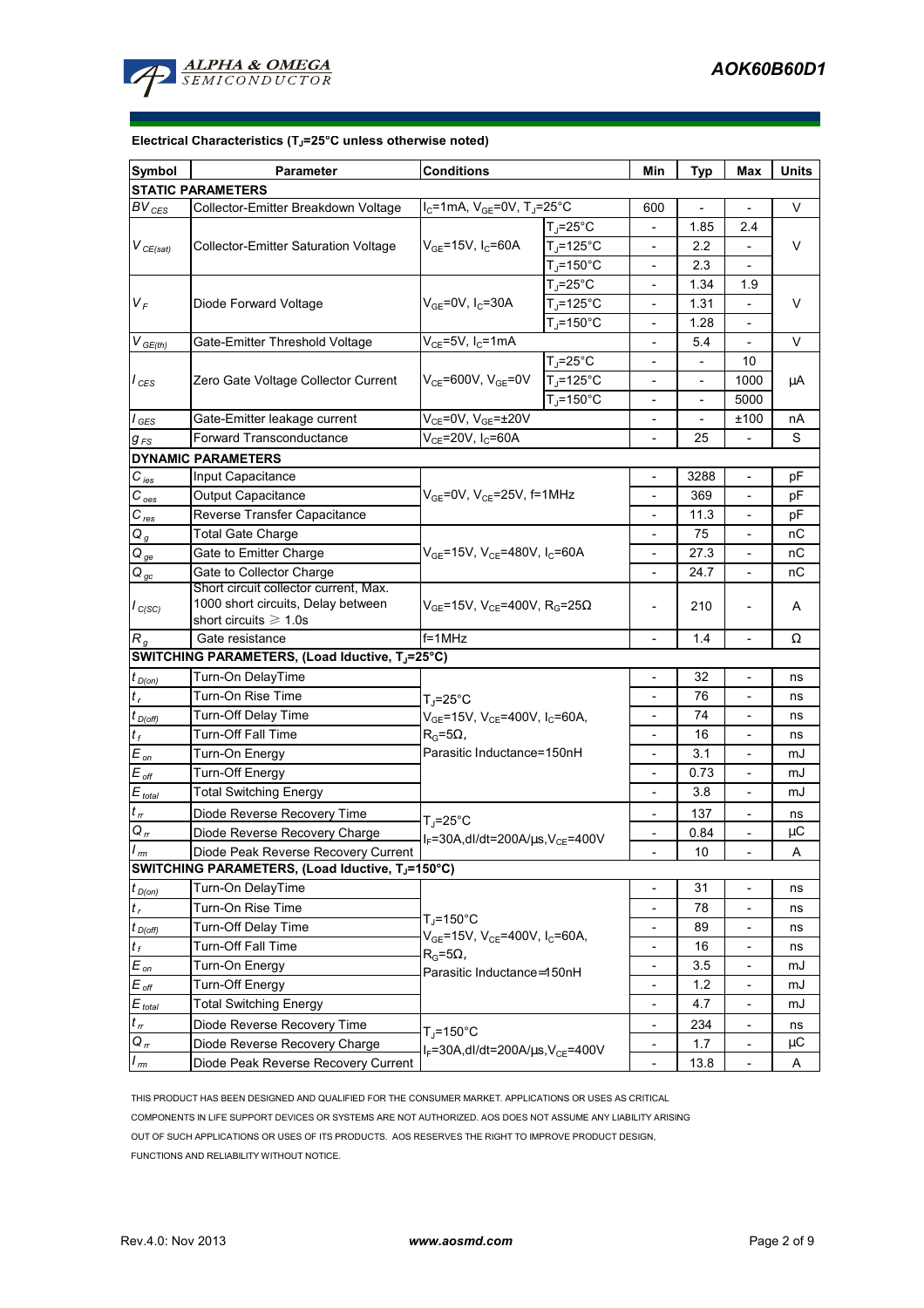### Electrical Characteristics ($T_J$=25°C unless noted)

| Symbol | Parameter | Conditions | | Min | Typ | Max | Units |
|---|---|---|---|---|---|---|---|
| **STATIC PARAMETERS** | | | | | | | |
| $BV_{CES}$ | Collector-Emitter Breakdown Voltage | $I_C$=1mA, $V_{GE}$=0V, $T_J$=25°C | | 600 | - | - | V |
| $V_{CE(sat)}$ | Collector-Emitter Saturation Voltage | $V_{GE}$=15V, $I_C$=60A | $T_J$=25°C | - | 1.85 | 2.4 | V |
| | | | $T_J$=125°C | - | 2.2 | - | |
| | | | $T_J$=150°C | - | 2.3 | - | |
| $V_F$ | Diode Forward Voltage | $V_{GE}$=0V, $I_C$=30A | $T_J$=25°C | - | 1.34 | 1.9 | V |
| | | | $T_J$=125°C | - | 1.31 | - | |
| | | | $T_J$=150°C | - | 1.28 | - | |
| $V_{GE(th)}$ | Gate-Emitter Threshold Voltage | $V_{CE}$=5V, $I_C$=1mA | | - | 5.4 | - | V |
| $I_{CES}$ | Zero Gate Voltage Collector Current | $V_{CE}$=600V, $V_{GE}$=0V | $T_J$=25°C | - | - | 10 | µA |
| | | | $T_J$=125°C | - | - | 1000 | |
| | | | $T_J$=150°C | - | - | 5000 | |
| $I_{GES}$ | Gate-Emitter leakage current | $V_{CE}$=0V, $V_{GE}$=±20V | | - | - | ±100 | nA |
| $g_{FS}$ | Forward Transconductance | $V_{CE}$=20V, $I_C$=60A | | - | 25 | - | S |
| **DYNAMIC PARAMETERS** | | | | | | | |
| $C_{ies}$ | Input Capacitance | $V_{GE}$=0V, $V_{CE}$=25V, f=1MHz | | - | 3288 | - | pF |
| $C_{oes}$ | Output Capacitance | | | - | 369 | - | pF |
| $C_{res}$ | Reverse Transfer Capacitance | | | - | 11.3 | - | pF |
| $Q_g$ | Total Gate Charge | $V_{GE}$=15V, $V_{CE}$=480V, $I_C$=60A | | - | 75 | - | nC |
| $Q_{ge}$ | Gate to Emitter Charge | | | - | 27.3 | - | nC |
| $Q_{gc}$ | Gate to Collector Charge | | | - | 24.7 | - | nC |
| $I_{C(SC)}$ | Short circuit collector current, Max. 1000 short circuits, Delay between short circuits ≥ 1.0s | $V_{GE}$=15V, $V_{CE}$=400V, $R_G$=25Ω | | - | 210 | - | A |
| $R_g$ | Gate resistance | f=1MHz | | - | 1.4 | - | Ω |
| **SWITCHING PARAMETERS, (Load Iductive, $T_J$=25°C)** | | | | | | | |
| $t_{D(on)}$ | Turn-On DelayTime | $T_J$=25°C<br>$V_{GE}$=15V, $V_{CE}$=400V, $I_C$=60A,<br>$R_G$=5Ω,<br>Parasitic Inductance=150nH | | - | 32 | - | ns |
| $t_r$ | Turn-On Rise Time | | | - | 76 | - | ns |
| $t_{D(off)}$ | Turn-Off Delay Time | | | - | 74 | - | ns |
| $t_f$ | Turn-Off Fall Time | | | - | 16 | - | ns |
| $E_{on}$ | Turn-On Energy | | | - | 3.1 | - | mJ |
| $E_{off}$ | Turn-Off Energy | | | - | 0.73 | - | mJ |
| $E_{total}$ | Total Switching Energy | | | - | 3.8 | - | mJ |
| $t_{rr}$ | Diode Reverse Recovery Time | $T_J$=25°C<br>$I_F$=30A,dI/dt=200A/µs,$V_{CE}$=400V | | - | 137 | - | ns |
| $Q_{rr}$ | Diode Reverse Recovery Charge | | | - | 0.84 | - | µC |
| $I_{rm}$ | Diode Peak Reverse Recovery Current | | | - | 10 | - | A |
| **SWITCHING PARAMETERS, (Load Iductive, $T_J$=150°C)** | | | | | | | |
| $t_{D(on)}$ | Turn-On DelayTime | $T_J$=150°C<br>$V_{GE}$=15V, $V_{CE}$=400V, $I_C$=60A,<br>$R_G$=5Ω,<br>Parasitic Inductance=150nH | | - | 31 | - | ns |
| $t_r$ | Turn-On Rise Time | | | - | 78 | - | ns |
| $t_{D(off)}$ | Turn-Off Delay Time | | | - | 89 | - | ns |
| $t_f$ | Turn-Off Fall Time | | | - | 16 | - | ns |
| $E_{on}$ | Turn-On Energy | | | - | 3.5 | - | mJ |
| $E_{off}$ | Turn-Off Energy | | | - | 1.2 | - | mJ |
| $E_{total}$ | Total Switching Energy | | | - | 4.7 | - | mJ |
| $t_{rr}$ | Diode Reverse Recovery Time | $T_J$=150°C<br>$I_F$=30A,dI/dt=200A/µs,$V_{CE}$=400V | | - | 234 | - | ns |
| $Q_{rr}$ | Diode Reverse Recovery Charge | | | - | 1.7 | - | µC |
| $I_{rm}$ | Diode Peak Reverse Recovery Current | | | - | 13.8 | - | A |

THIS PRODUCT HAS BEEN DESIGNED AND QUALIFIED FOR THE CONSUMER MARKET. APPLICATIONS OR USES AS CRITICAL COMPONENTS IN LIFE SUPPORT DEVICES OR SYSTEMS ARE NOT AUTHORIZED. AOS DOES NOT ASSUME ANY LIABILITY ARISING OUT OF SUCH APPLICATIONS OR USES OF ITS PRODUCTS. AOS RESERVES THE RIGHT TO IMPROVE PRODUCT DESIGN, FUNCTIONS AND RELIABILITY WITHOUT NOTICE.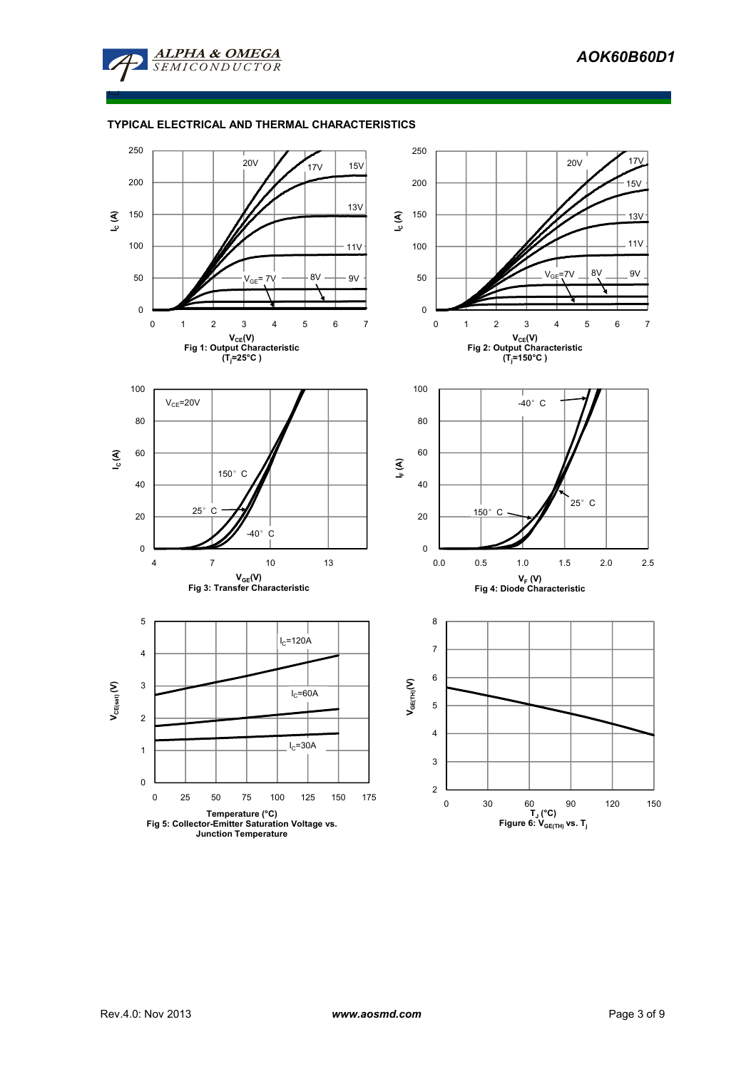## TYPICAL ELECTRICAL AND THERMAL CHARACTERISTICS

Fig 1: Output Characteristic ($T_j$=25°C)

Fig 2: Output Characteristic ($T_j$=150°C)

Fig 3: Transfer Characteristic

Fig 4: Diode Characteristic

Fig 5: Collector-Emitter Saturation Voltage vs. Junction Temperature

Figure 6: $V_{GE(TH)}$ vs. $T_j$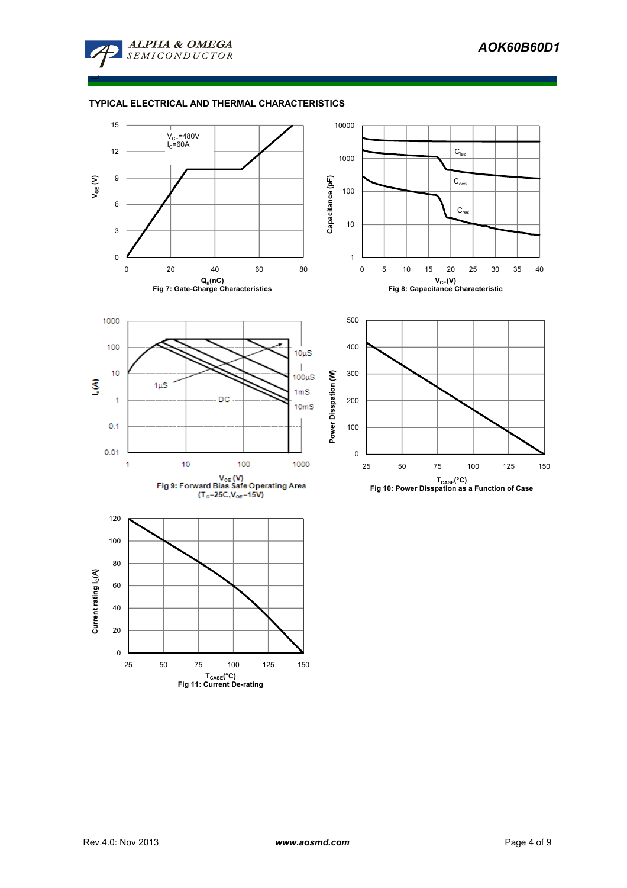## TYPICAL ELECTRICAL AND THERMAL CHARACTERISTICS

Fig 7: Gate-Charge Characteristics

Fig 8: Capacitance Characteristic

Fig 9: Forward Bias Safe Operating Area ($T_C$=25C,$V_{GE}$=15V)

Fig 10: Power Disspation as a Function of Case

Fig 11: Current De-rating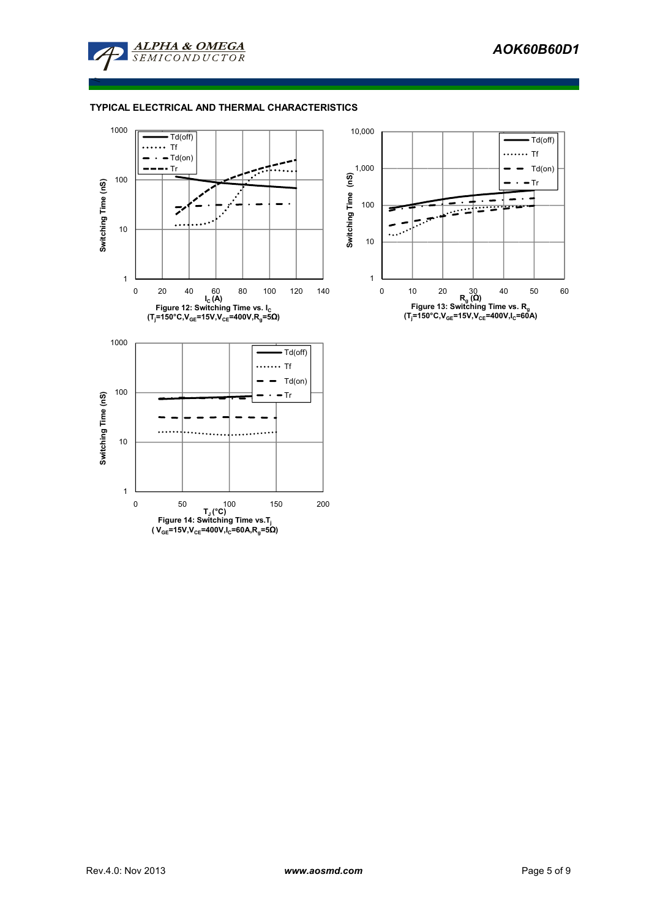## TYPICAL ELECTRICAL AND THERMAL CHARACTERISTICS

Figure 12: Switching Time vs. $I_C$
($T_j$=150°C,$V_{GE}$=15V,$V_{CE}$=400V,$R_g$=5Ω)

Figure 13: Switching Time vs. $R_g$
($T_j$=150°C,$V_{GE}$=15V,$V_{CE}$=400V,$I_C$=60A)

Figure 14: Switching Time vs.$T_j$
( $V_{GE}$=15V,$V_{CE}$=400V,$I_C$=60A,$R_g$=5Ω)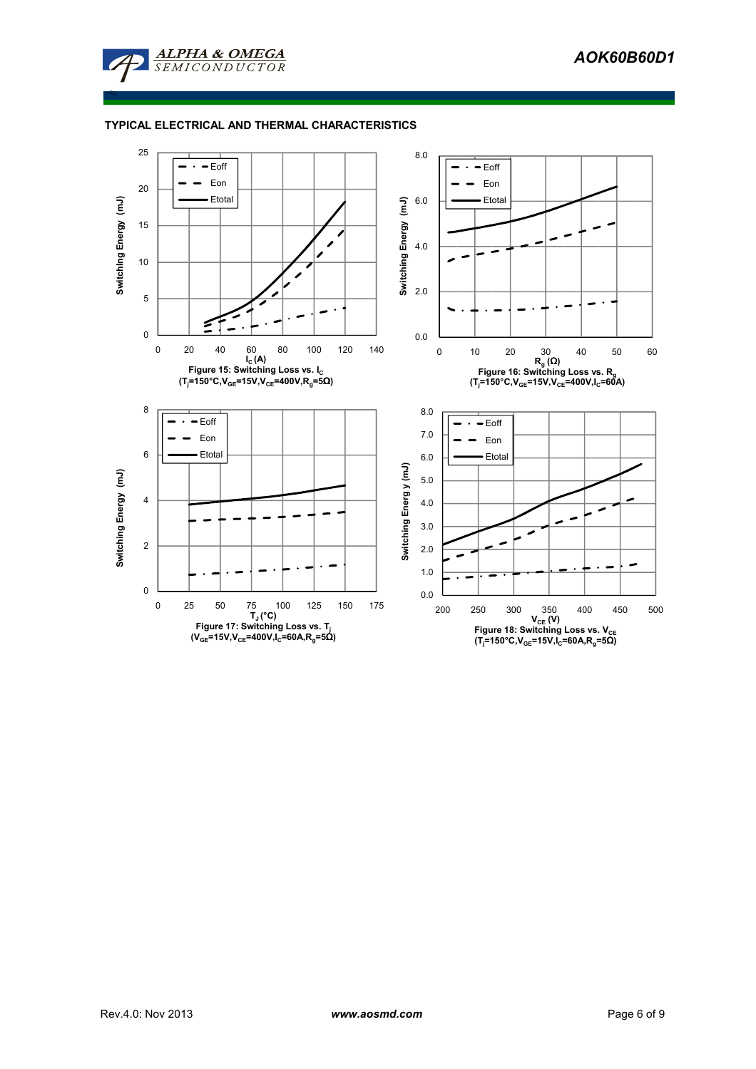## TYPICAL ELECTRICAL AND THERMAL CHARACTERISTICS

Figure 15: Switching Loss vs. $I_C$
($T_j$=150°C,$V_{GE}$=15V,$V_{CE}$=400V,$R_g$=5Ω)

Figure 16: Switching Loss vs. $R_g$
($T_j$=150°C,$V_{GE}$=15V,$V_{CE}$=400V,$I_C$=60A)

Figure 17: Switching Loss vs. $T_j$
($V_{GE}$=15V,$V_{CE}$=400V,$I_C$=60A,$R_g$=5Ω)

Figure 18: Switching Loss vs. $V_{CE}$
($T_j$=150°C,$V_{GE}$=15V,$I_C$=60A,$R_g$=5Ω)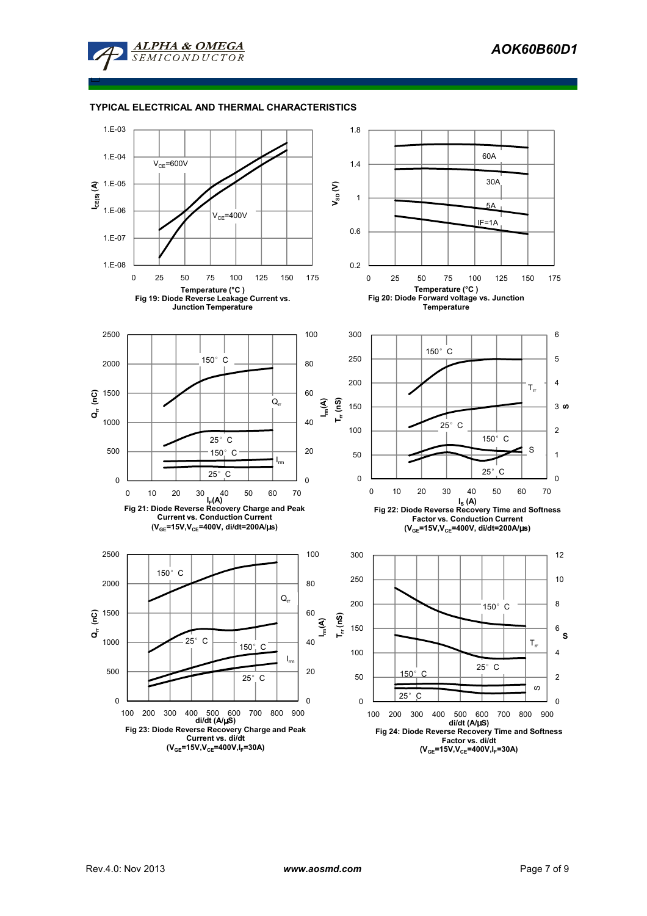## TYPICAL ELECTRICAL AND THERMAL CHARACTERISTICS

Fig 19: Diode Reverse Leakage Current vs. Junction Temperature

Fig 20: Diode Forward voltage vs. Junction Temperature

Fig 21: Diode Reverse Recovery Charge and Peak Current vs. Conduction Current ($V_{GE}$=15V, $V_{CE}$=400V, di/dt=200A/μs)

Fig 22: Diode Reverse Recovery Time and Softness Factor vs. Conduction Current ($V_{GE}$=15V, $V_{CE}$=400V, di/dt=200A/μs)

Fig 23: Diode Reverse Recovery Charge and Peak Current vs. di/dt ($V_{GE}$=15V, $V_{CE}$=400V, $I_F$=30A)

Fig 24: Diode Reverse Recovery Time and Softness Factor vs. di/dt ($V_{GE}$=15V, $V_{CE}$=400V, $I_F$=30A)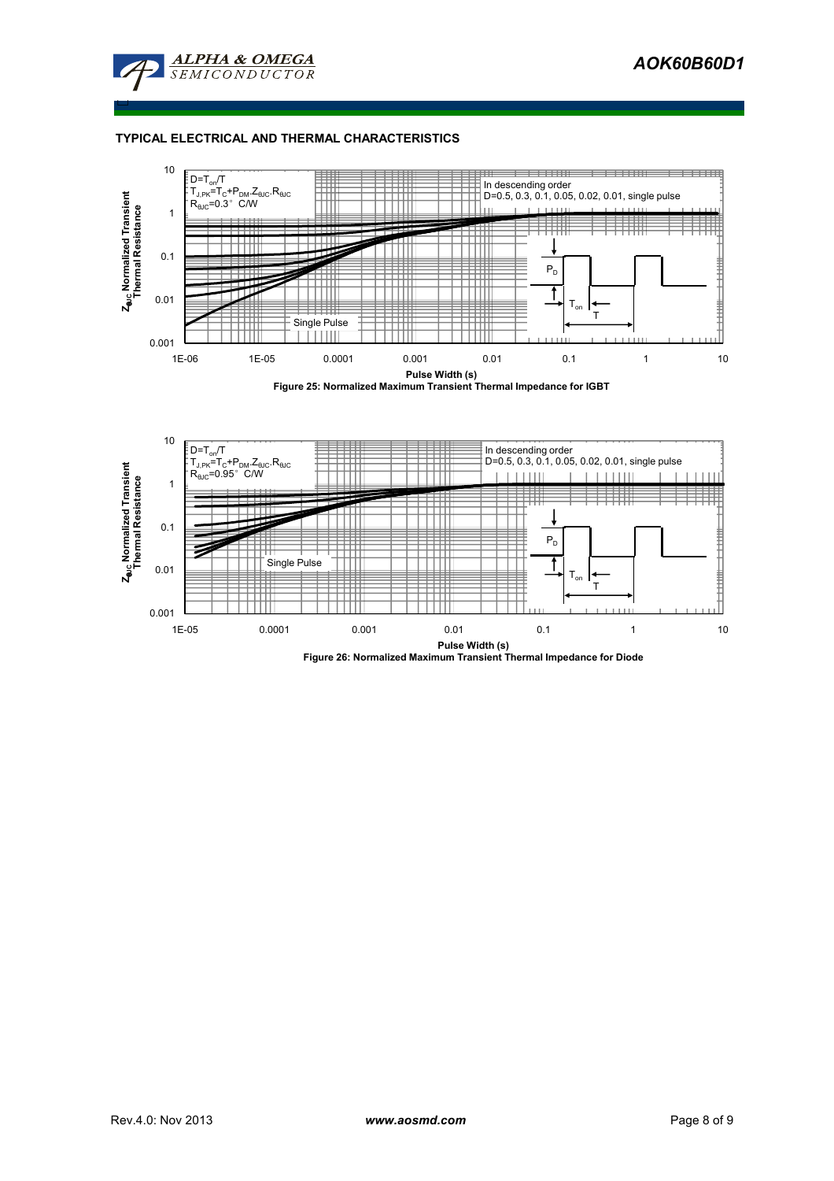## TYPICAL ELECTRICAL AND THERMAL CHARACTERISTICS

$D=T_{on}/T$
$T_{J,PK}=T_C+P_{DM}.Z_{\theta JC}.R_{\theta JC}$
$R_{\theta JC}=0.3°$ C/W

In descending order
D=0.5, 0.3, 0.1, 0.05, 0.02, 0.01, single pulse

Single Pulse

$Z_{\theta JC}$ Normalized Transient Thermal Resistance

Pulse Width (s)

**Figure 25: Normalized Maximum Transient Thermal Impedance for IGBT**

$D=T_{on}/T$
$T_{J,PK}=T_C+P_{DM}.Z_{\theta JC}.R_{\theta JC}$
$R_{\theta JC}=0.95°$ C/W

In descending order
D=0.5, 0.3, 0.1, 0.05, 0.02, 0.01, single pulse

Single Pulse

$Z_{\theta JC}$ Normalized Transient Thermal Resistance

Pulse Width (s)

**Figure 26: Normalized Maximum Transient Thermal Impedance for Diode**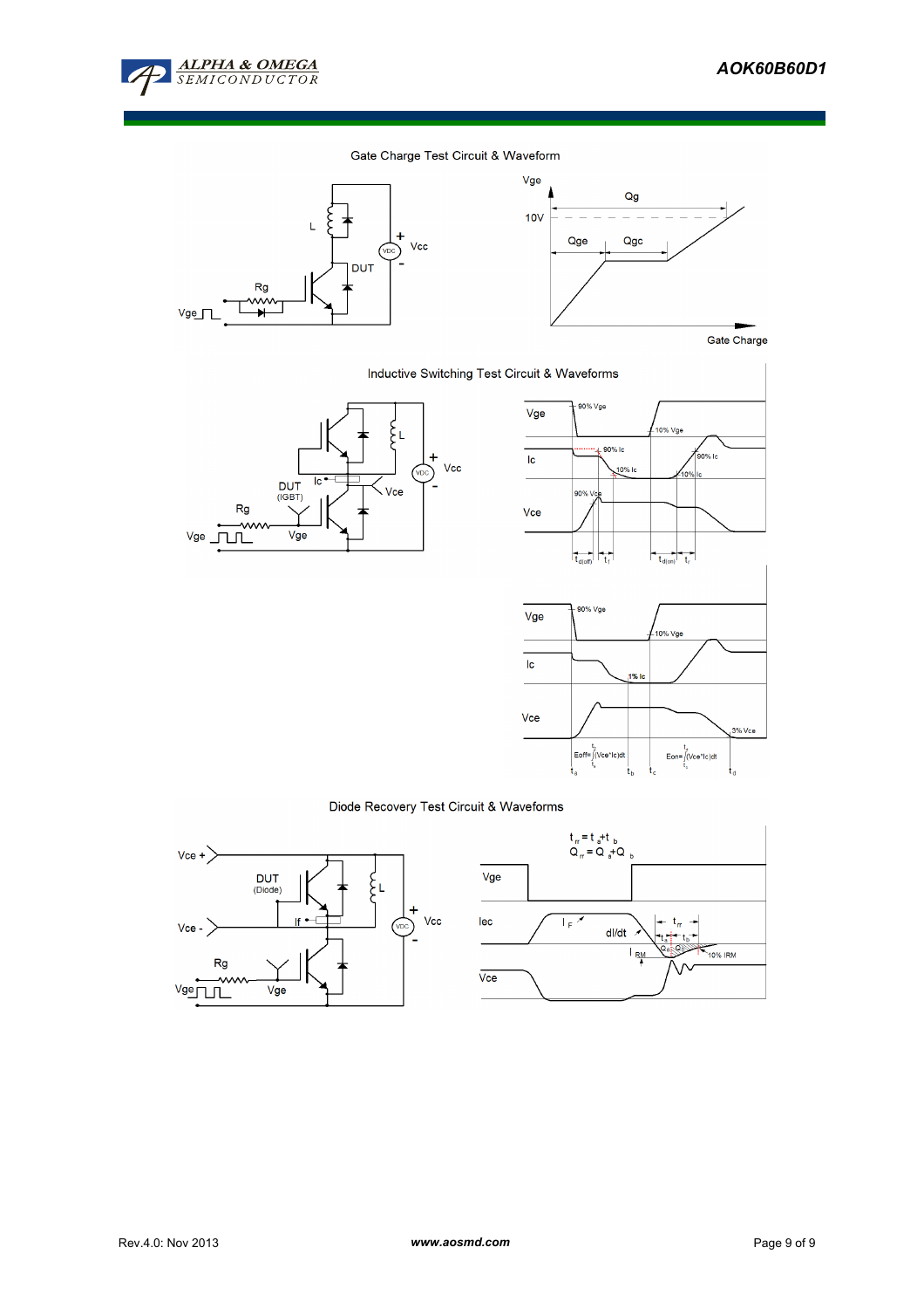## Gate Charge Test Circuit & Waveform

L

DUT

Rg

Vge

Vcc

Vge

Qg

10V

Qge

Qgc

Gate Charge

## Inductive Switching Test Circuit & Waveforms

L

Vcc

Ic

DUT (IGBT)

Vce

Rg

Vge

Vge

Vge

90% Vge

10% Vge

Ic

90% Ic

10% Ic

90% Ic

10% Ic

Vce

90% Vce

$t_{d(off)}$ $t_f$ $t_{d(on)}$ $t_r$

Vge

90% Vge

10% Vge

Ic

1% Ic

Vce

3% Vce

$Eoff = \int_{t_a}^{t_b}(Vce*Ic)dt$

$Eon = \int_{t_c}^{t_d}(Vce*Ic)dt$

$t_a$ $t_b$ $t_c$ $t_d$

## Diode Recovery Test Circuit & Waveforms

Vce +

DUT (Diode)

L

Vce -

If

Vcc

Rg

Vge

Vge

$t_{rr} = t_a + t_b$

$Q_{rr} = Q_a + Q_b$

Vge

Iec

$I_F$

dI/dt

$t_{rr}$

$t_a$ $t_b$

$Q_a$ $Q_b$

$I_{RM}$

10% IRM

Vce